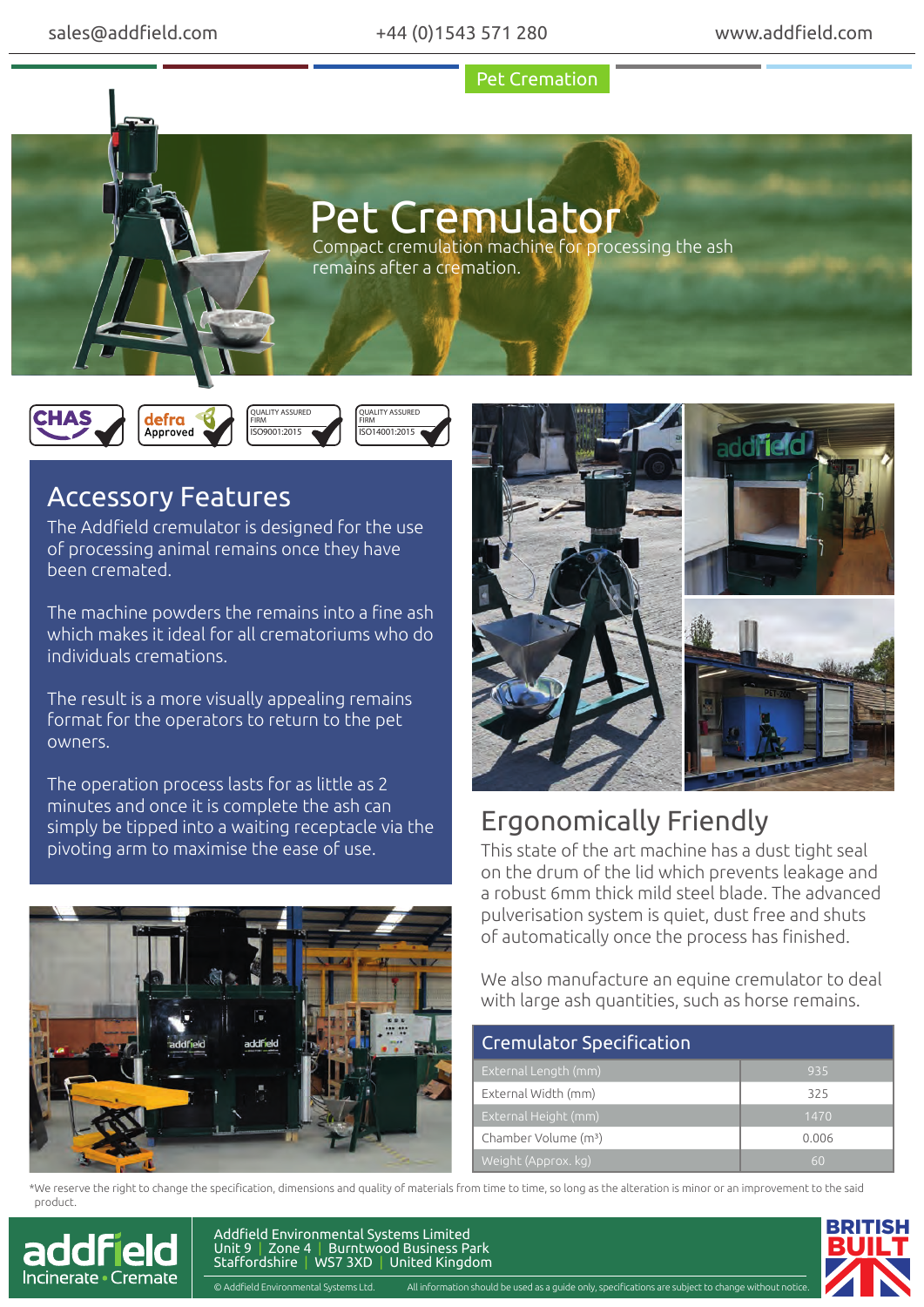sales@addfield.com | +44 (0)1543 571 280 | www.addfield.com

Pet Cremation

# Pet Cremulator

Compact cremulation machine for processing the ash remains after a cremation.

CHAS | defra Approved | QUALITY ASSURED FIRM ISO9001:2015 | QUALITY ASSURED FIRM ISO14001:2015

## Accessory Features

The Addfield cremulator is designed for the use of processing animal remains once they have been cremated.

The machine powders the remains into a fine ash which makes it ideal for all crematoriums who do individuals cremations.

The result is a more visually appealing remains format for the operators to return to the pet owners.

The operation process lasts for as little as 2 minutes and once it is complete the ash can simply be tipped into a waiting receptacle via the pivoting arm to maximise the ease of use.

## Ergonomically Friendly

This state of the art machine has a dust tight seal on the drum of the lid which prevents leakage and a robust 6mm thick mild steel blade. The advanced pulverisation system is quiet, dust free and shuts of automatically once the process has finished.

We also manufacture an equine cremulator to deal with large ash quantities, such as horse remains.

| Cremulator Specification | |
|---|---|
| External Length (mm) | 935 |
| External Width (mm) | 325 |
| External Height (mm) | 1470 |
| Chamber Volume ($m^3$) | 0.006 |
| Weight (Approx. kg) | 60 |

*We reserve the right to change the specification, dimensions and quality of materials from time to time, so long as the alteration is minor or an improvement to the said product.

addfield Incinerate • Cremate

Addfield Environmental Systems Limited
Unit 9 | Zone 4 | Burntwood Business Park
Staffordshire | WS7 3XD | United Kingdom

© Addfield Environmental Systems Ltd. All information should be used as a guide only, specifications are subject to change without notice.

BRITISH BUILT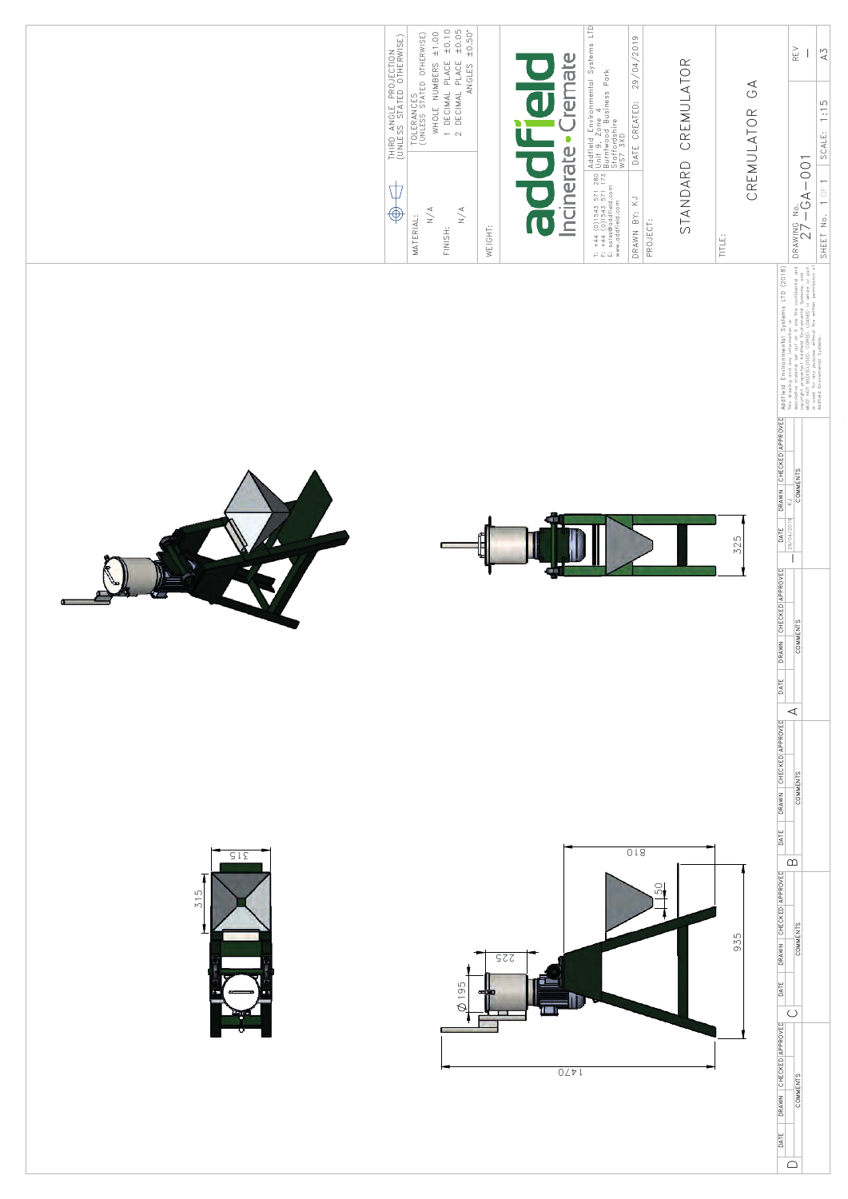THIRD ANGLE PROJECTION
(UNLESS STATED OTHERWISE)

MATERIAL:
N/A

FINISH:
N/A

TOLERANCES
(UNLESS STATED OTHERWISE)
WHOLE NUMBERS ±1.00
1 DECIMAL PLACE ±0.10
2 DECIMAL PLACE ±0.05
ANGLES ±0.50°

WEIGHT:

addfield
Incinerate • Cremate

T: +44 (0)1543 571 280
F: +44 (0)1543 571 173
E: sales@addfield.com
www.addfield.com

Addfield Environmental Systems LTD
Unit 9, Zone 4
Burntwood Business Park
Staffordshire
WS7 3XD

DRAWN BY: KJ

DATE CREATED: 29/04/2019

PROJECT:

STANDARD CREMULATOR

TITLE:

CREMULATOR GA

DRAWING No.
27-GA-001

REV
—

SHEET No. 1 OF 1

SCALE: 1:15

A3

Addfield Environmental Systems LTD (2018)
This drawing and any information or descriptive matter set out in it are the confidential and copyright property of Addfield Environmental Systems, and MUST NOT BE DISCLOSED, COPIED, LOANED in whole or part or used for any purpose without the written permission of Addfield Environmental Systems.

| REV | DATE | DRAWN | CHECKED | APPROVED | COMMENTS |
|---|---|---|---|---|---|
| — | 29/04/2019 | KJ | | | |
| A | | | | | |
| B | | | | | |
| C | | | | | |
| D | | | | | |

325

315

315

810

50

935

225

Ø195

1470